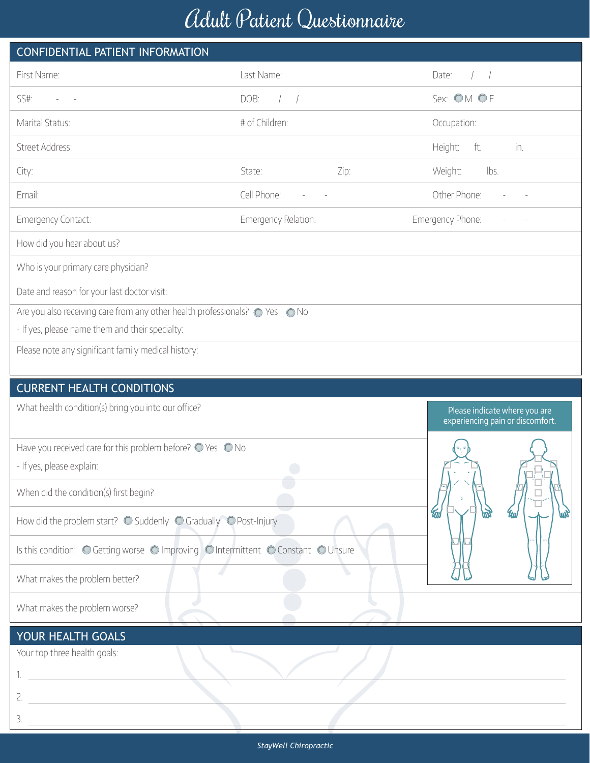# Adult Patient Questionnaire

## CONFIDENTIAL PATIENT INFORMATION

| | | |
|---|---|---|
| First Name: | Last Name: | Date: / / |
| SS#: - - | DOB: / / | Sex: ◯ M ◯ F |
| Marital Status: | # of Children: | Occupation: |
| Street Address: | | Height: ft. in. |
| City: | State: Zip: | Weight: lbs. |
| Email: | Cell Phone: - - | Other Phone: - - |
| Emergency Contact: | Emergency Relation: | Emergency Phone: - - |

How did you hear about us?

Who is your primary care physician?

Date and reason for your last doctor visit:

Are you also receiving care from any other health professionals? ◯ Yes ◯ No

- If yes, please name them and their specialty:

Please note any significant family medical history:

## CURRENT HEALTH CONDITIONS

What health condition(s) bring you into our office?

Have you received care for this problem before? ◯ Yes ◯ No

- If yes, please explain:

When did the condition(s) first begin?

How did the problem start? ◯ Suddenly ◯ Gradually ◯ Post-Injury

Is this condition: ◯ Getting worse ◯ Improving ◯ Intermittent ◯ Constant ◯ Unsure

What makes the problem better?

What makes the problem worse?

Please indicate where you are experiencing pain or discomfort.

## YOUR HEALTH GOALS

Your top three health goals:

1. \_\_\_\_\_\_\_\_\_\_\_\_\_\_\_\_\_\_\_\_\_\_\_\_\_\_\_\_\_\_\_\_
2. \_\_\_\_\_\_\_\_\_\_\_\_\_\_\_\_\_\_\_\_\_\_\_\_\_\_\_\_\_\_\_\_
3. \_\_\_\_\_\_\_\_\_\_\_\_\_\_\_\_\_\_\_\_\_\_\_\_\_\_\_\_\_\_\_\_

*StayWell Chiropractic*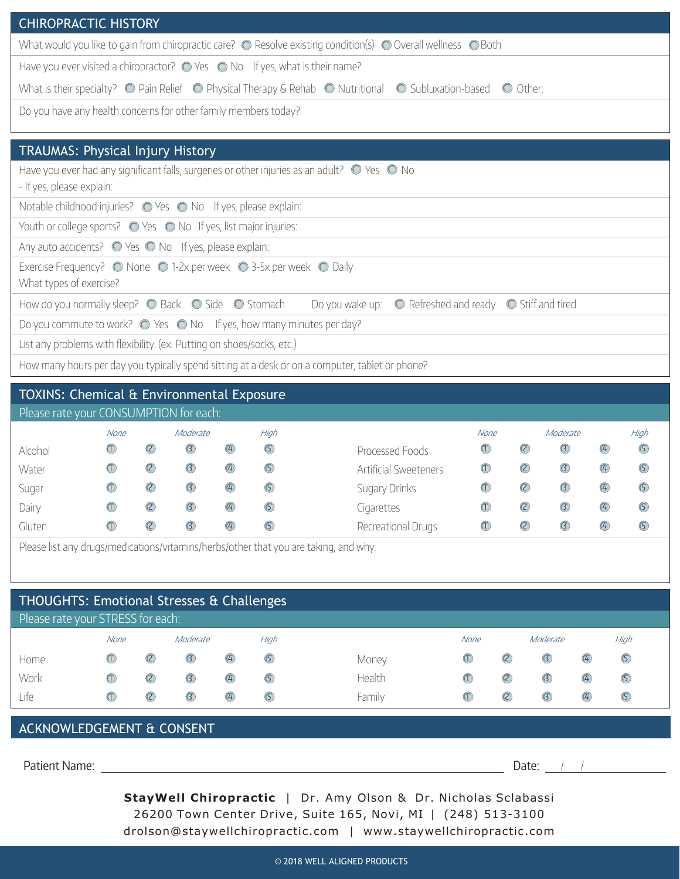## CHIROPRACTIC HISTORY

What would you like to gain from chiropractic care? ◯ Resolve existing condition(s) ◯ Overall wellness ◯ Both

Have you ever visited a chiropractor? ◯ Yes ◯ No If yes, what is their name?

What is their specialty? ◯ Pain Relief ◯ Physical Therapy & Rehab ◯ Nutritional ◯ Subluxation-based ◯ Other:

Do you have any health concerns for other family members today?

## TRAUMAS: Physical Injury History

Have you ever had any significant falls, surgeries or other injuries as an adult? ◯ Yes ◯ No
- If yes, please explain:

Notable childhood injuries? ◯ Yes ◯ No If yes, please explain:

Youth or college sports? ◯ Yes ◯ No If yes, list major injuries:

Any auto accidents? ◯ Yes ◯ No If yes, please explain:

Exercise Frequency? ◯ None ◯ 1-2x per week ◯ 3-5x per week ◯ Daily
What types of exercise?

How do you normally sleep? ◯ Back ◯ Side ◯ Stomach Do you wake up: ◯ Refreshed and ready ◯ Stiff and tired

Do you commute to work? ◯ Yes ◯ No If yes, how many minutes per day?

List any problems with flexibility. (ex. Putting on shoes/socks, etc.)

How many hours per day you typically spend sitting at a desk or on a computer, tablet or phone?

## TOXINS: Chemical & Environmental Exposure

Please rate your CONSUMPTION for each:

| | None | | Moderate | | High | | None | | Moderate | | High |
|---|---|---|---|---|---|---|---|---|---|---|---|
| Alcohol | ① | ② | ③ | ④ | ⑤ | Processed Foods | ① | ② | ③ | ④ | ⑤ |
| Water | ① | ② | ③ | ④ | ⑤ | Artificial Sweeteners | ① | ② | ③ | ④ | ⑤ |
| Sugar | ① | ② | ③ | ④ | ⑤ | Sugary Drinks | ① | ② | ③ | ④ | ⑤ |
| Dairy | ① | ② | ③ | ④ | ⑤ | Cigarettes | ① | ② | ③ | ④ | ⑤ |
| Gluten | ① | ② | ③ | ④ | ⑤ | Recreational Drugs | ① | ② | ③ | ④ | ⑤ |

Please list any drugs/medications/vitamins/herbs/other that you are taking, and why.

## THOUGHTS: Emotional Stresses & Challenges

Please rate your STRESS for each:

| | None | | Moderate | | High | | None | | Moderate | | High |
|---|---|---|---|---|---|---|---|---|---|---|---|
| Home | ① | ② | ③ | ④ | ⑤ | Money | ① | ② | ③ | ④ | ⑤ |
| Work | ① | ② | ③ | ④ | ⑤ | Health | ① | ② | ③ | ④ | ⑤ |
| Life | ① | ② | ③ | ④ | ⑤ | Family | ① | ② | ③ | ④ | ⑤ |

## ACKNOWLEDGEMENT & CONSENT

Patient Name: ______________________________ Date: ___/___/______

**StayWell Chiropractic** | Dr. Amy Olson & Dr. Nicholas Sclabassi
26200 Town Center Drive, Suite 165, Novi, MI | (248) 513-3100
drolson@staywellchiropractic.com | www.staywellchiropractic.com

© 2018 WELL ALIGNED PRODUCTS